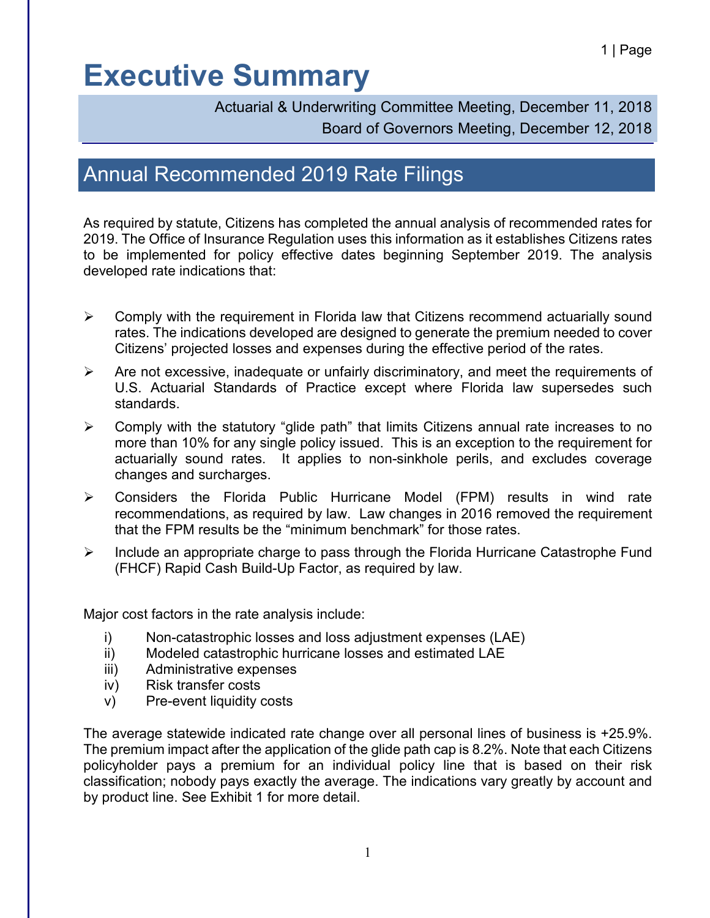# Executive Summary

Actuarial & Underwriting Committee Meeting, December 11, 2018
Board of Governors Meeting, December 12, 2018

## Annual Recommended 2019 Rate Filings

As required by statute, Citizens has completed the annual analysis of recommended rates for 2019. The Office of Insurance Regulation uses this information as it establishes Citizens rates to be implemented for policy effective dates beginning September 2019. The analysis developed rate indications that:

- Comply with the requirement in Florida law that Citizens recommend actuarially sound rates. The indications developed are designed to generate the premium needed to cover Citizens' projected losses and expenses during the effective period of the rates.
- Are not excessive, inadequate or unfairly discriminatory, and meet the requirements of U.S. Actuarial Standards of Practice except where Florida law supersedes such standards.
- Comply with the statutory "glide path" that limits Citizens annual rate increases to no more than 10% for any single policy issued. This is an exception to the requirement for actuarially sound rates. It applies to non-sinkhole perils, and excludes coverage changes and surcharges.
- Considers the Florida Public Hurricane Model (FPM) results in wind rate recommendations, as required by law. Law changes in 2016 removed the requirement that the FPM results be the "minimum benchmark" for those rates.
- Include an appropriate charge to pass through the Florida Hurricane Catastrophe Fund (FHCF) Rapid Cash Build-Up Factor, as required by law.

Major cost factors in the rate analysis include:

i) Non-catastrophic losses and loss adjustment expenses (LAE)
ii) Modeled catastrophic hurricane losses and estimated LAE
iii) Administrative expenses
iv) Risk transfer costs
v) Pre-event liquidity costs

The average statewide indicated rate change over all personal lines of business is +25.9%. The premium impact after the application of the glide path cap is 8.2%. Note that each Citizens policyholder pays a premium for an individual policy line that is based on their risk classification; nobody pays exactly the average. The indications vary greatly by account and by product line. See Exhibit 1 for more detail.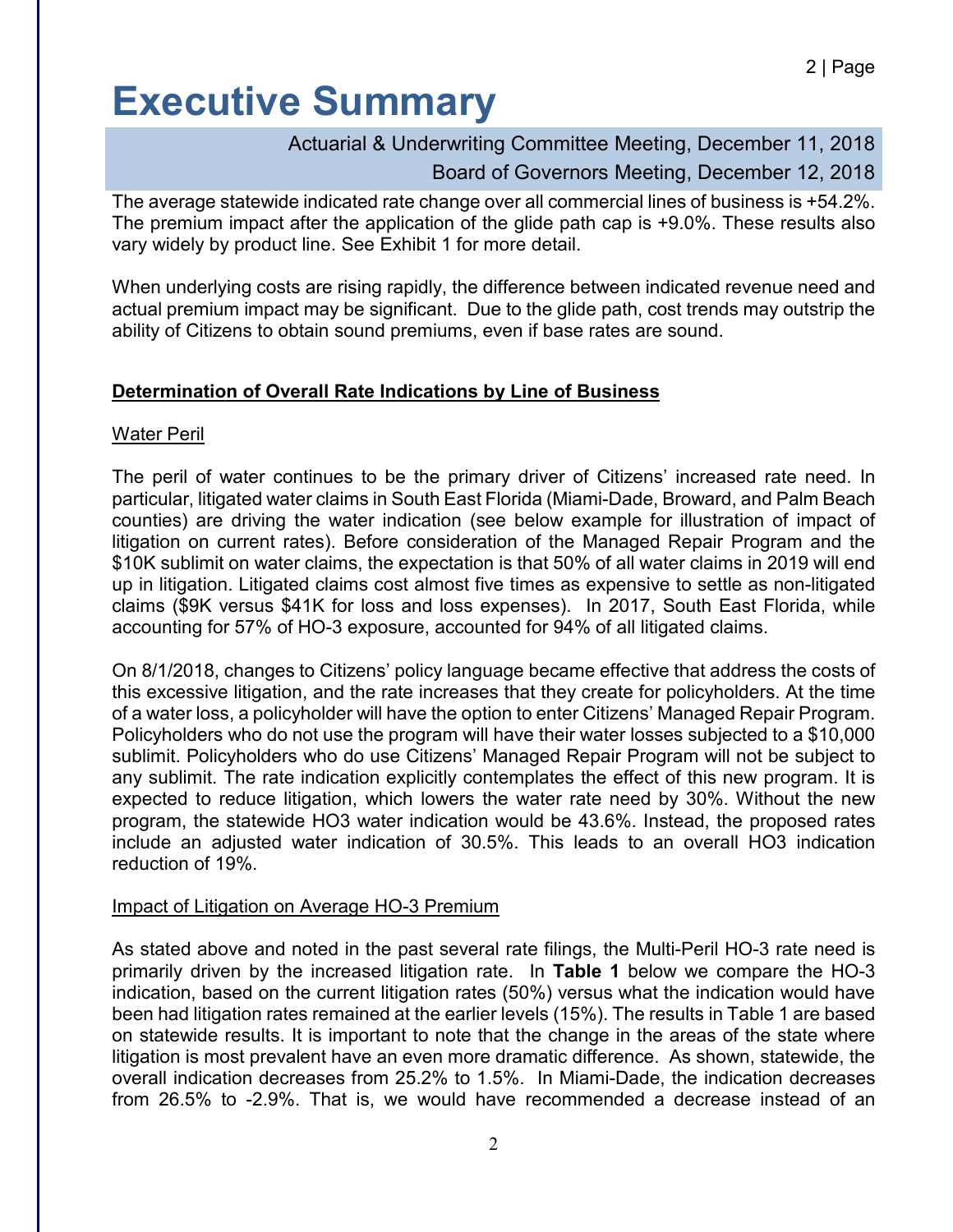# Executive Summary

Actuarial & Underwriting Committee Meeting, December 11, 2018
Board of Governors Meeting, December 12, 2018

The average statewide indicated rate change over all commercial lines of business is +54.2%. The premium impact after the application of the glide path cap is +9.0%. These results also vary widely by product line. See Exhibit 1 for more detail.

When underlying costs are rising rapidly, the difference between indicated revenue need and actual premium impact may be significant. Due to the glide path, cost trends may outstrip the ability of Citizens to obtain sound premiums, even if base rates are sound.

**<u>Determination of Overall Rate Indications by Line of Business</u>**

<u>Water Peril</u>

The peril of water continues to be the primary driver of Citizens' increased rate need. In particular, litigated water claims in South East Florida (Miami-Dade, Broward, and Palm Beach counties) are driving the water indication (see below example for illustration of impact of litigation on current rates). Before consideration of the Managed Repair Program and the $10K sublimit on water claims, the expectation is that 50% of all water claims in 2019 will end up in litigation. Litigated claims cost almost five times as expensive to settle as non-litigated claims ($9K versus $41K for loss and loss expenses). In 2017, South East Florida, while accounting for 57% of HO-3 exposure, accounted for 94% of all litigated claims.

On 8/1/2018, changes to Citizens' policy language became effective that address the costs of this excessive litigation, and the rate increases that they create for policyholders. At the time of a water loss, a policyholder will have the option to enter Citizens' Managed Repair Program. Policyholders who do not use the program will have their water losses subjected to a $10,000 sublimit. Policyholders who do use Citizens' Managed Repair Program will not be subject to any sublimit. The rate indication explicitly contemplates the effect of this new program. It is expected to reduce litigation, which lowers the water rate need by 30%. Without the new program, the statewide HO3 water indication would be 43.6%. Instead, the proposed rates include an adjusted water indication of 30.5%. This leads to an overall HO3 indication reduction of 19%.

<u>Impact of Litigation on Average HO-3 Premium</u>

As stated above and noted in the past several rate filings, the Multi-Peril HO-3 rate need is primarily driven by the increased litigation rate. In **Table 1** below we compare the HO-3 indication, based on the current litigation rates (50%) versus what the indication would have been had litigation rates remained at the earlier levels (15%). The results in Table 1 are based on statewide results. It is important to note that the change in the areas of the state where litigation is most prevalent have an even more dramatic difference. As shown, statewide, the overall indication decreases from 25.2% to 1.5%. In Miami-Dade, the indication decreases from 26.5% to -2.9%. That is, we would have recommended a decrease instead of an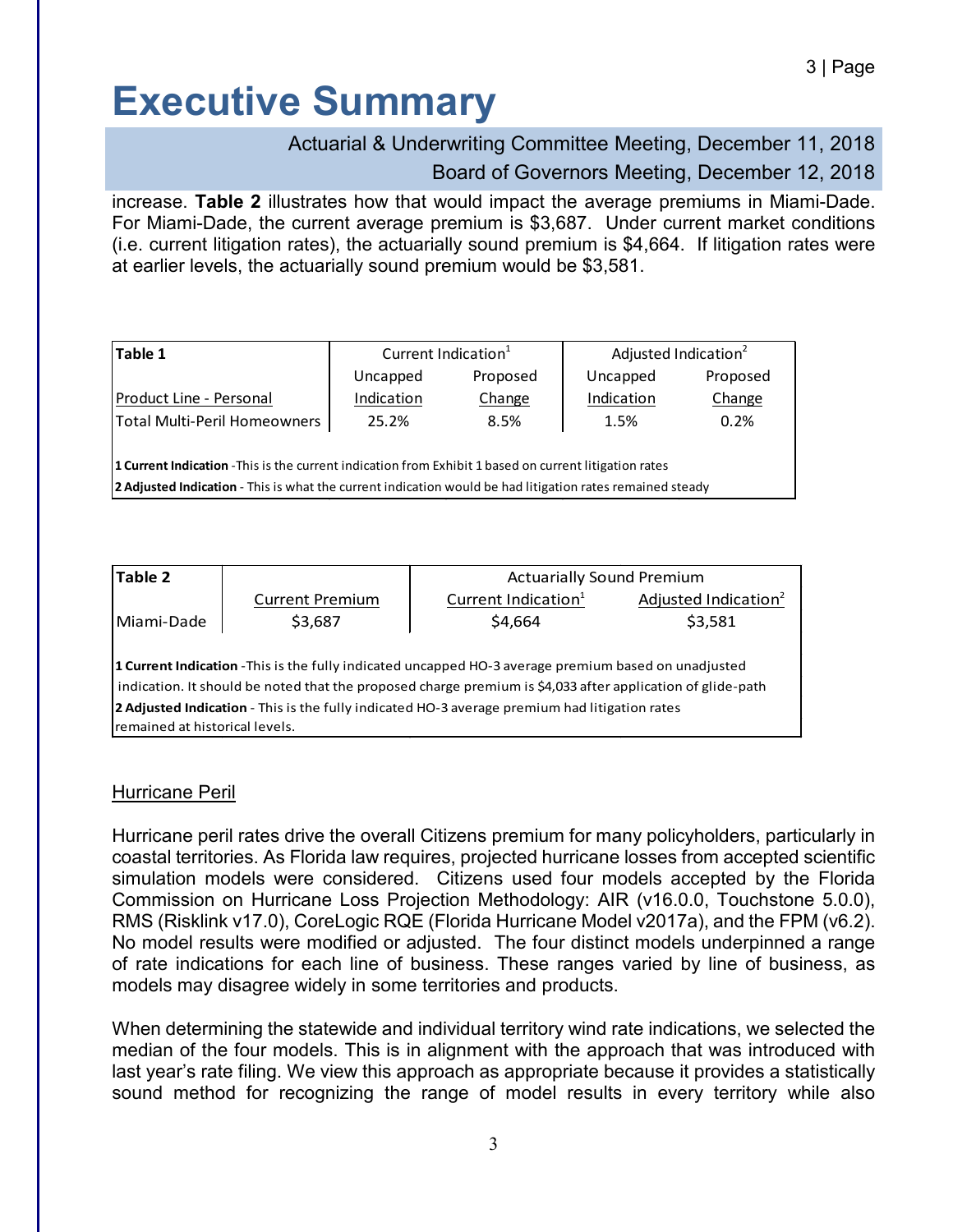# Executive Summary

Actuarial & Underwriting Committee Meeting, December 11, 2018

Board of Governors Meeting, December 12, 2018

increase. **Table 2** illustrates how that would impact the average premiums in Miami-Dade. For Miami-Dade, the current average premium is $3,687. Under current market conditions (i.e. current litigation rates), the actuarially sound premium is $4,664. If litigation rates were at earlier levels, the actuarially sound premium would be $3,581.

| **Table 1** | Current Indication[1] | | Adjusted Indication[2] | |
|---|---|---|---|---|
| | Uncapped | Proposed | Uncapped | Proposed |
| Product Line - Personal | Indication | Change | Indication | Change |
| Total Multi-Peril Homeowners | 25.2% | 8.5% | 1.5% | 0.2% |

**1 Current Indication** -This is the current indication from Exhibit 1 based on current litigation rates
**2 Adjusted Indication** - This is what the current indication would be had litigation rates remained steady

| **Table 2** | | Actuarially Sound Premium | |
|---|---|---|---|
| | Current Premium | Current Indication[1] | Adjusted Indication[2] |
| Miami-Dade | $3,687 | $4,664 | $3,581 |

**1 Current Indication** -This is the fully indicated uncapped HO-3 average premium based on unadjusted indication. It should be noted that the proposed charge premium is $4,033 after application of glide-path
**2 Adjusted Indication** - This is the fully indicated HO-3 average premium had litigation rates remained at historical levels.

## Hurricane Peril

Hurricane peril rates drive the overall Citizens premium for many policyholders, particularly in coastal territories. As Florida law requires, projected hurricane losses from accepted scientific simulation models were considered. Citizens used four models accepted by the Florida Commission on Hurricane Loss Projection Methodology: AIR (v16.0.0, Touchstone 5.0.0), RMS (Risklink v17.0), CoreLogic RQE (Florida Hurricane Model v2017a), and the FPM (v6.2). No model results were modified or adjusted. The four distinct models underpinned a range of rate indications for each line of business. These ranges varied by line of business, as models may disagree widely in some territories and products.

When determining the statewide and individual territory wind rate indications, we selected the median of the four models. This is in alignment with the approach that was introduced with last year's rate filing. We view this approach as appropriate because it provides a statistically sound method for recognizing the range of model results in every territory while also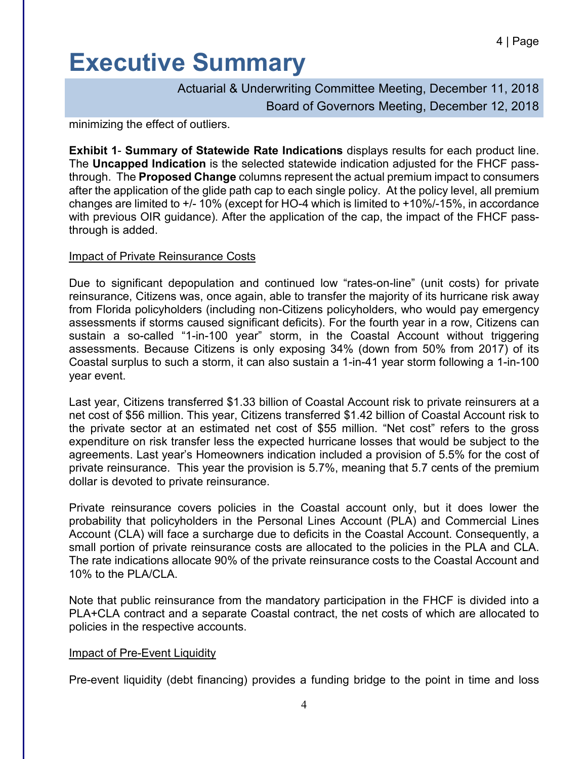minimizing the effect of outliers.

**Exhibit 1**- **Summary of Statewide Rate Indications** displays results for each product line. The **Uncapped Indication** is the selected statewide indication adjusted for the FHCF pass-through. The **Proposed Change** columns represent the actual premium impact to consumers after the application of the glide path cap to each single policy. At the policy level, all premium changes are limited to +/- 10% (except for HO-4 which is limited to +10%/-15%, in accordance with previous OIR guidance). After the application of the cap, the impact of the FHCF pass-through is added.

Impact of Private Reinsurance Costs

Due to significant depopulation and continued low "rates-on-line" (unit costs) for private reinsurance, Citizens was, once again, able to transfer the majority of its hurricane risk away from Florida policyholders (including non-Citizens policyholders, who would pay emergency assessments if storms caused significant deficits). For the fourth year in a row, Citizens can sustain a so-called "1-in-100 year" storm, in the Coastal Account without triggering assessments. Because Citizens is only exposing 34% (down from 50% from 2017) of its Coastal surplus to such a storm, it can also sustain a 1-in-41 year storm following a 1-in-100 year event.

Last year, Citizens transferred $1.33 billion of Coastal Account risk to private reinsurers at a net cost of $56 million. This year, Citizens transferred $1.42 billion of Coastal Account risk to the private sector at an estimated net cost of $55 million. "Net cost" refers to the gross expenditure on risk transfer less the expected hurricane losses that would be subject to the agreements. Last year's Homeowners indication included a provision of 5.5% for the cost of private reinsurance. This year the provision is 5.7%, meaning that 5.7 cents of the premium dollar is devoted to private reinsurance.

Private reinsurance covers policies in the Coastal account only, but it does lower the probability that policyholders in the Personal Lines Account (PLA) and Commercial Lines Account (CLA) will face a surcharge due to deficits in the Coastal Account. Consequently, a small portion of private reinsurance costs are allocated to the policies in the PLA and CLA. The rate indications allocate 90% of the private reinsurance costs to the Coastal Account and 10% to the PLA/CLA.

Note that public reinsurance from the mandatory participation in the FHCF is divided into a PLA+CLA contract and a separate Coastal contract, the net costs of which are allocated to policies in the respective accounts.

Impact of Pre-Event Liquidity

Pre-event liquidity (debt financing) provides a funding bridge to the point in time and loss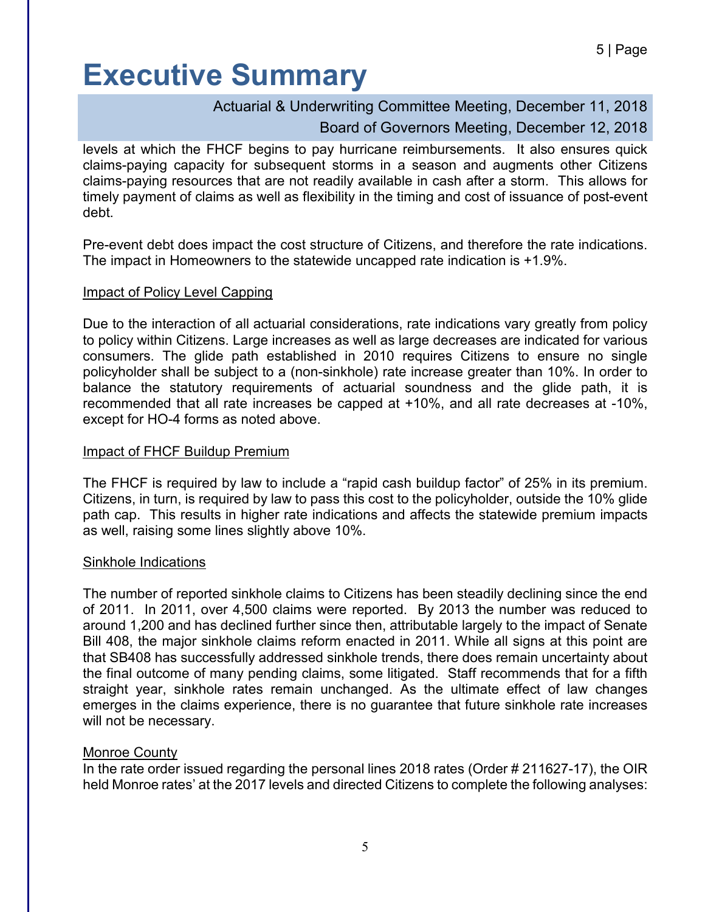levels at which the FHCF begins to pay hurricane reimbursements. It also ensures quick claims-paying capacity for subsequent storms in a season and augments other Citizens claims-paying resources that are not readily available in cash after a storm. This allows for timely payment of claims as well as flexibility in the timing and cost of issuance of post-event debt.

Pre-event debt does impact the cost structure of Citizens, and therefore the rate indications. The impact in Homeowners to the statewide uncapped rate indication is +1.9%.

<u>Impact of Policy Level Capping</u>

Due to the interaction of all actuarial considerations, rate indications vary greatly from policy to policy within Citizens. Large increases as well as large decreases are indicated for various consumers. The glide path established in 2010 requires Citizens to ensure no single policyholder shall be subject to a (non-sinkhole) rate increase greater than 10%. In order to balance the statutory requirements of actuarial soundness and the glide path, it is recommended that all rate increases be capped at +10%, and all rate decreases at -10%, except for HO-4 forms as noted above.

<u>Impact of FHCF Buildup Premium</u>

The FHCF is required by law to include a "rapid cash buildup factor" of 25% in its premium. Citizens, in turn, is required by law to pass this cost to the policyholder, outside the 10% glide path cap. This results in higher rate indications and affects the statewide premium impacts as well, raising some lines slightly above 10%.

<u>Sinkhole Indications</u>

The number of reported sinkhole claims to Citizens has been steadily declining since the end of 2011. In 2011, over 4,500 claims were reported. By 2013 the number was reduced to around 1,200 and has declined further since then, attributable largely to the impact of Senate Bill 408, the major sinkhole claims reform enacted in 2011. While all signs at this point are that SB408 has successfully addressed sinkhole trends, there does remain uncertainty about the final outcome of many pending claims, some litigated. Staff recommends that for a fifth straight year, sinkhole rates remain unchanged. As the ultimate effect of law changes emerges in the claims experience, there is no guarantee that future sinkhole rate increases will not be necessary.

<u>Monroe County</u>

In the rate order issued regarding the personal lines 2018 rates (Order # 211627-17), the OIR held Monroe rates' at the 2017 levels and directed Citizens to complete the following analyses: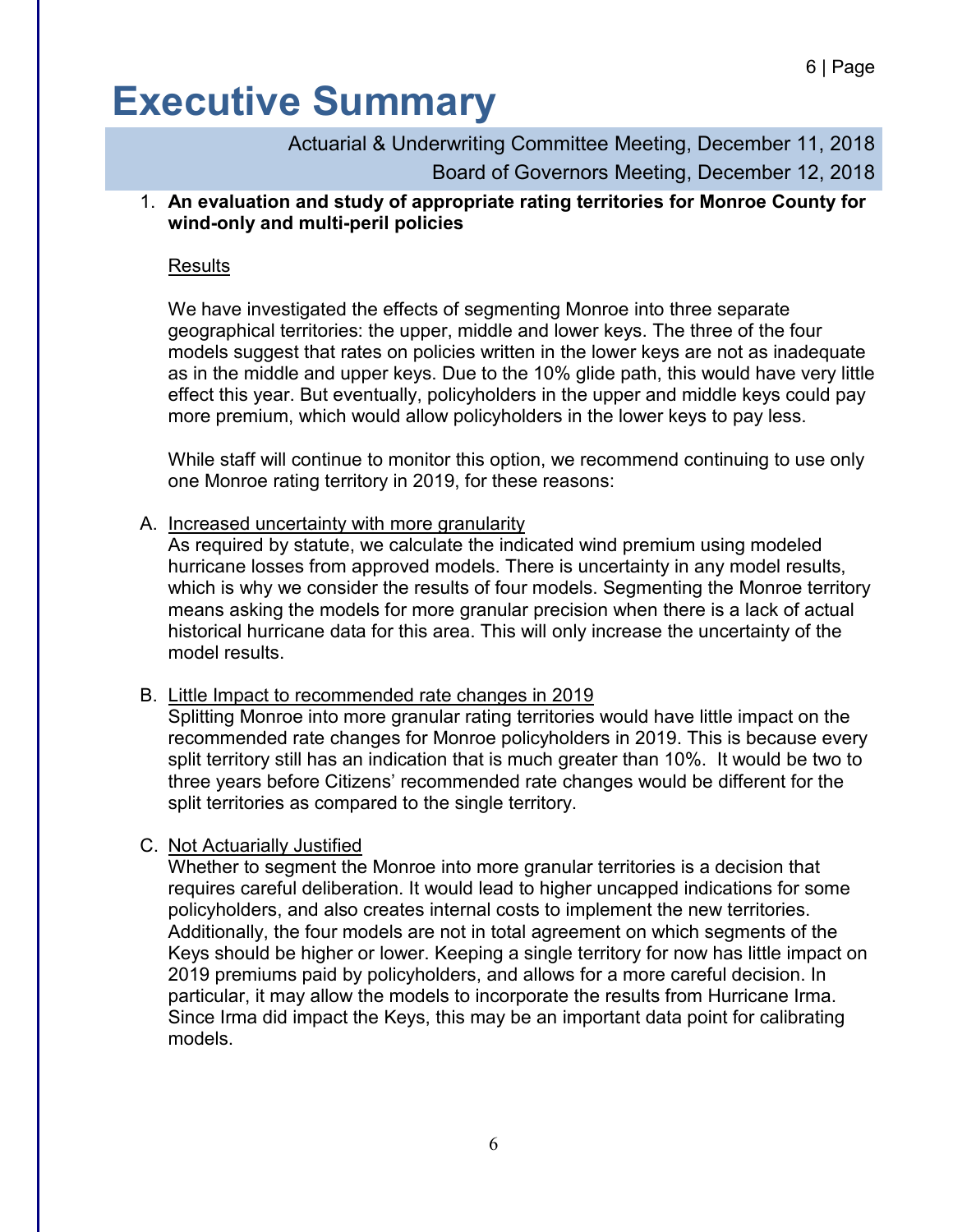# Executive Summary

Actuarial & Underwriting Committee Meeting, December 11, 2018
Board of Governors Meeting, December 12, 2018

1. **An evaluation and study of appropriate rating territories for Monroe County for wind-only and multi-peril policies**

   Results

   We have investigated the effects of segmenting Monroe into three separate geographical territories: the upper, middle and lower keys. The three of the four models suggest that rates on policies written in the lower keys are not as inadequate as in the middle and upper keys. Due to the 10% glide path, this would have very little effect this year. But eventually, policyholders in the upper and middle keys could pay more premium, which would allow policyholders in the lower keys to pay less.

   While staff will continue to monitor this option, we recommend continuing to use only one Monroe rating territory in 2019, for these reasons:

A. Increased uncertainty with more granularity
   As required by statute, we calculate the indicated wind premium using modeled hurricane losses from approved models. There is uncertainty in any model results, which is why we consider the results of four models. Segmenting the Monroe territory means asking the models for more granular precision when there is a lack of actual historical hurricane data for this area. This will only increase the uncertainty of the model results.

B. Little Impact to recommended rate changes in 2019
   Splitting Monroe into more granular rating territories would have little impact on the recommended rate changes for Monroe policyholders in 2019. This is because every split territory still has an indication that is much greater than 10%. It would be two to three years before Citizens' recommended rate changes would be different for the split territories as compared to the single territory.

C. Not Actuarially Justified
   Whether to segment the Monroe into more granular territories is a decision that requires careful deliberation. It would lead to higher uncapped indications for some policyholders, and also creates internal costs to implement the new territories. Additionally, the four models are not in total agreement on which segments of the Keys should be higher or lower. Keeping a single territory for now has little impact on 2019 premiums paid by policyholders, and allows for a more careful decision. In particular, it may allow the models to incorporate the results from Hurricane Irma. Since Irma did impact the Keys, this may be an important data point for calibrating models.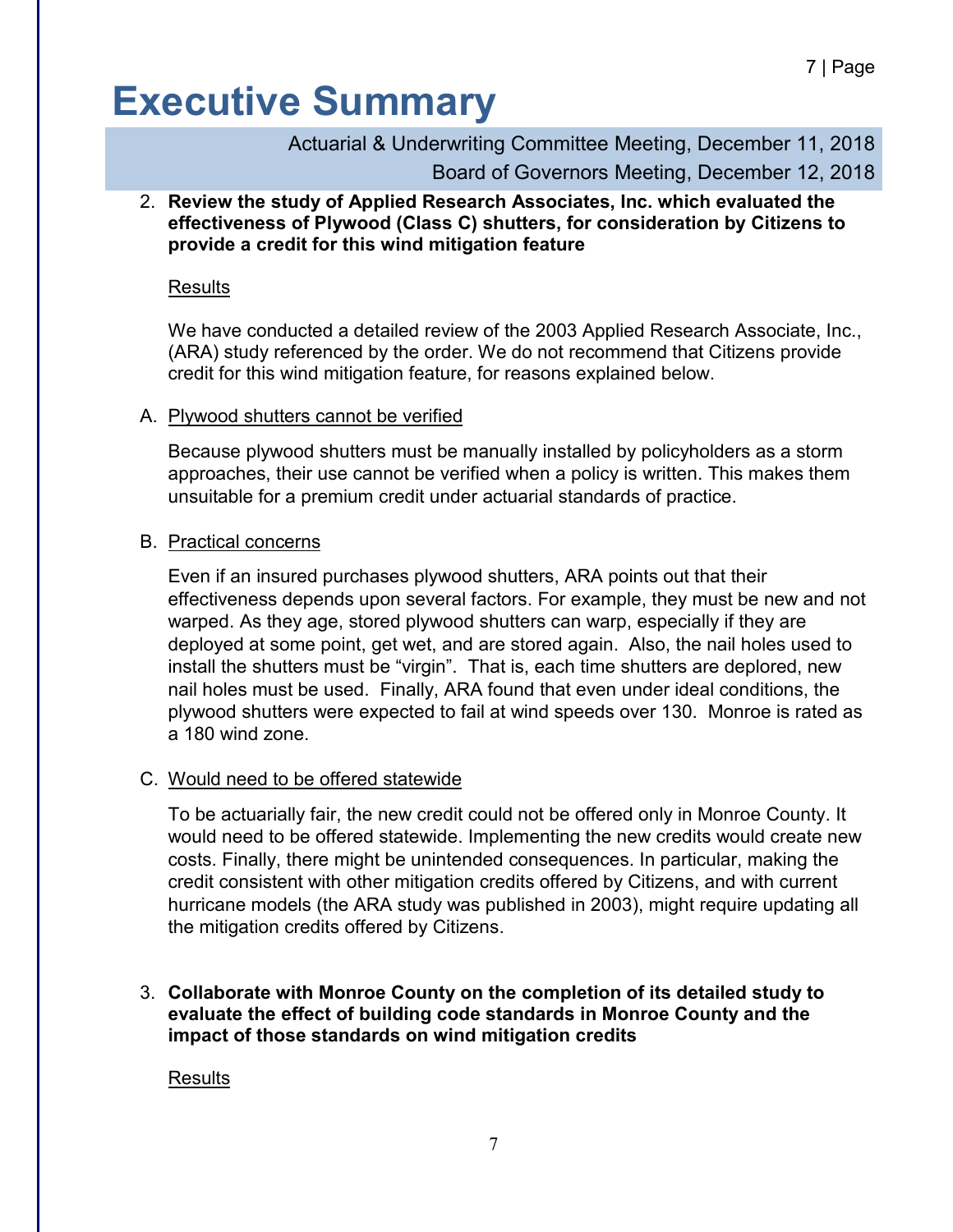# Executive Summary

Actuarial & Underwriting Committee Meeting, December 11, 2018

Board of Governors Meeting, December 12, 2018

2. **Review the study of Applied Research Associates, Inc. which evaluated the effectiveness of Plywood (Class C) shutters, for consideration by Citizens to provide a credit for this wind mitigation feature**

   Results

   We have conducted a detailed review of the 2003 Applied Research Associate, Inc., (ARA) study referenced by the order. We do not recommend that Citizens provide credit for this wind mitigation feature, for reasons explained below.

A. Plywood shutters cannot be verified

   Because plywood shutters must be manually installed by policyholders as a storm approaches, their use cannot be verified when a policy is written. This makes them unsuitable for a premium credit under actuarial standards of practice.

B. Practical concerns

   Even if an insured purchases plywood shutters, ARA points out that their effectiveness depends upon several factors. For example, they must be new and not warped. As they age, stored plywood shutters can warp, especially if they are deployed at some point, get wet, and are stored again. Also, the nail holes used to install the shutters must be "virgin". That is, each time shutters are deplored, new nail holes must be used. Finally, ARA found that even under ideal conditions, the plywood shutters were expected to fail at wind speeds over 130. Monroe is rated as a 180 wind zone.

C. Would need to be offered statewide

   To be actuarially fair, the new credit could not be offered only in Monroe County. It would need to be offered statewide. Implementing the new credits would create new costs. Finally, there might be unintended consequences. In particular, making the credit consistent with other mitigation credits offered by Citizens, and with current hurricane models (the ARA study was published in 2003), might require updating all the mitigation credits offered by Citizens.

3. **Collaborate with Monroe County on the completion of its detailed study to evaluate the effect of building code standards in Monroe County and the impact of those standards on wind mitigation credits**

   Results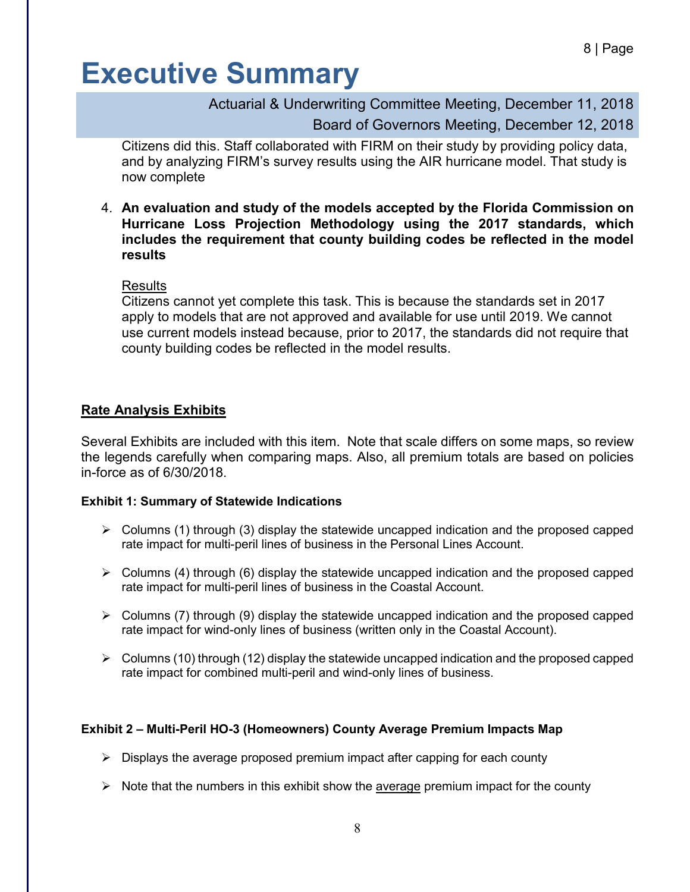Citizens did this. Staff collaborated with FIRM on their study by providing policy data, and by analyzing FIRM's survey results using the AIR hurricane model. That study is now complete

4. **An evaluation and study of the models accepted by the Florida Commission on Hurricane Loss Projection Methodology using the 2017 standards, which includes the requirement that county building codes be reflected in the model results**

   Results
   Citizens cannot yet complete this task. This is because the standards set in 2017 apply to models that are not approved and available for use until 2019. We cannot use current models instead because, prior to 2017, the standards did not require that county building codes be reflected in the model results.

## Rate Analysis Exhibits

Several Exhibits are included with this item. Note that scale differs on some maps, so review the legends carefully when comparing maps. Also, all premium totals are based on policies in-force as of 6/30/2018.

### Exhibit 1: Summary of Statewide Indications

- Columns (1) through (3) display the statewide uncapped indication and the proposed capped rate impact for multi-peril lines of business in the Personal Lines Account.
- Columns (4) through (6) display the statewide uncapped indication and the proposed capped rate impact for multi-peril lines of business in the Coastal Account.
- Columns (7) through (9) display the statewide uncapped indication and the proposed capped rate impact for wind-only lines of business (written only in the Coastal Account).
- Columns (10) through (12) display the statewide uncapped indication and the proposed capped rate impact for combined multi-peril and wind-only lines of business.

### Exhibit 2 – Multi-Peril HO-3 (Homeowners) County Average Premium Impacts Map

- Displays the average proposed premium impact after capping for each county
- Note that the numbers in this exhibit show the average premium impact for the county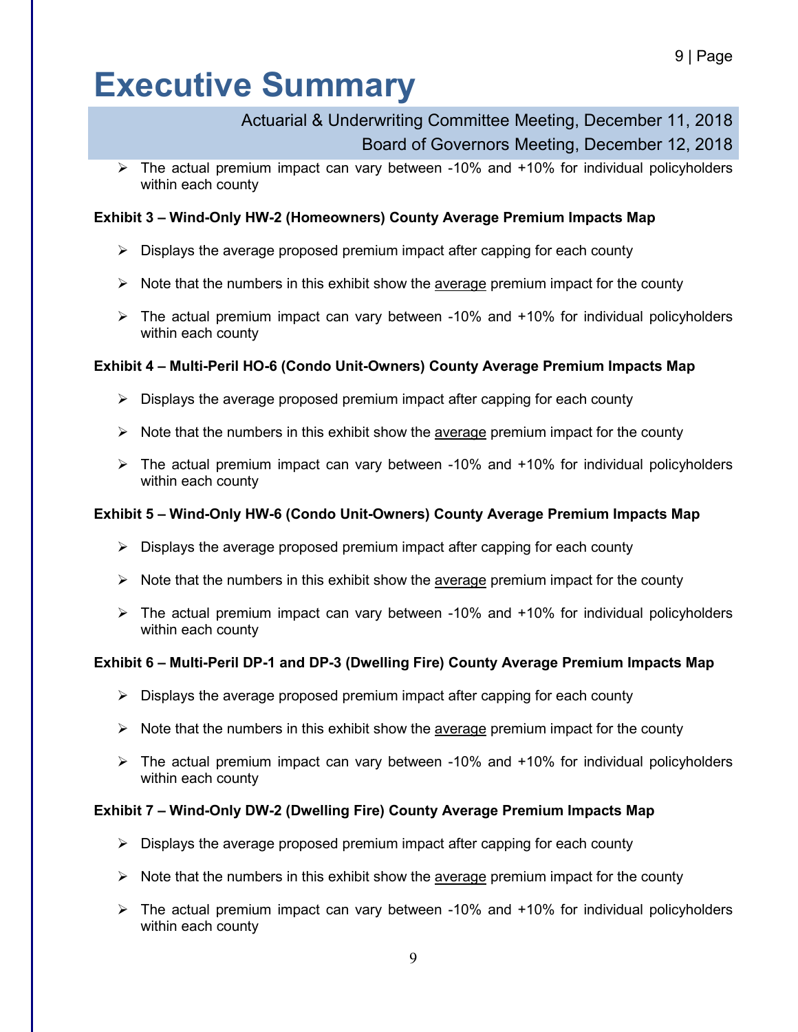- The actual premium impact can vary between -10% and +10% for individual policyholders within each county

**Exhibit 3 – Wind-Only HW-2 (Homeowners) County Average Premium Impacts Map**

- Displays the average proposed premium impact after capping for each county
- Note that the numbers in this exhibit show the <u>average</u> premium impact for the county
- The actual premium impact can vary between -10% and +10% for individual policyholders within each county

**Exhibit 4 – Multi-Peril HO-6 (Condo Unit-Owners) County Average Premium Impacts Map**

- Displays the average proposed premium impact after capping for each county
- Note that the numbers in this exhibit show the <u>average</u> premium impact for the county
- The actual premium impact can vary between -10% and +10% for individual policyholders within each county

**Exhibit 5 – Wind-Only HW-6 (Condo Unit-Owners) County Average Premium Impacts Map**

- Displays the average proposed premium impact after capping for each county
- Note that the numbers in this exhibit show the <u>average</u> premium impact for the county
- The actual premium impact can vary between -10% and +10% for individual policyholders within each county

**Exhibit 6 – Multi-Peril DP-1 and DP-3 (Dwelling Fire) County Average Premium Impacts Map**

- Displays the average proposed premium impact after capping for each county
- Note that the numbers in this exhibit show the <u>average</u> premium impact for the county
- The actual premium impact can vary between -10% and +10% for individual policyholders within each county

**Exhibit 7 – Wind-Only DW-2 (Dwelling Fire) County Average Premium Impacts Map**

- Displays the average proposed premium impact after capping for each county
- Note that the numbers in this exhibit show the <u>average</u> premium impact for the county
- The actual premium impact can vary between -10% and +10% for individual policyholders within each county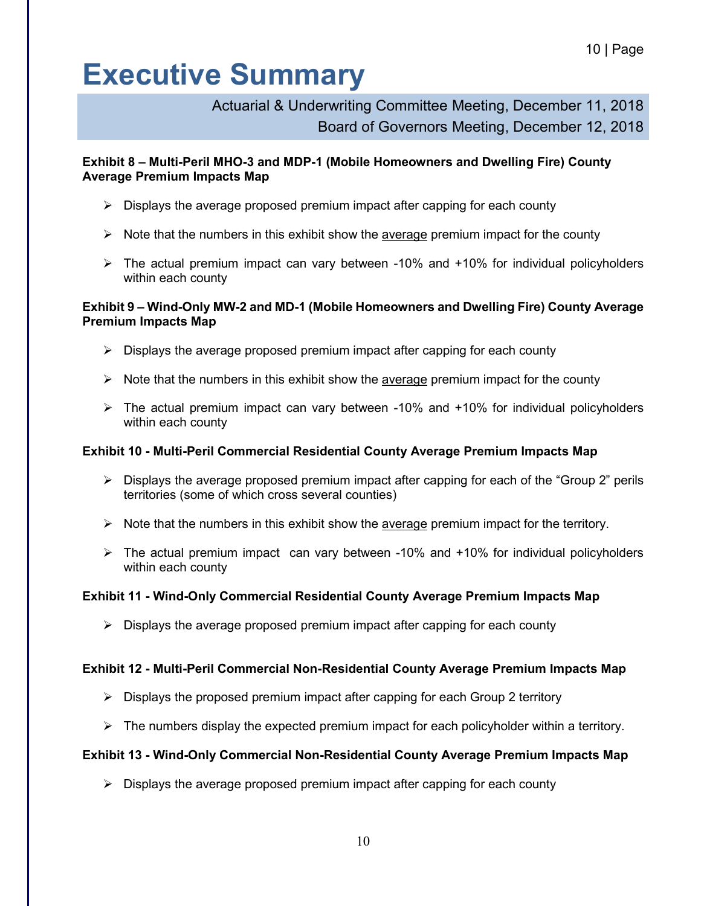# Executive Summary

Actuarial & Underwriting Committee Meeting, December 11, 2018
Board of Governors Meeting, December 12, 2018

**Exhibit 8 – Multi-Peril MHO-3 and MDP-1 (Mobile Homeowners and Dwelling Fire) County Average Premium Impacts Map**

- Displays the average proposed premium impact after capping for each county
- Note that the numbers in this exhibit show the average premium impact for the county
- The actual premium impact can vary between -10% and +10% for individual policyholders within each county

**Exhibit 9 – Wind-Only MW-2 and MD-1 (Mobile Homeowners and Dwelling Fire) County Average Premium Impacts Map**

- Displays the average proposed premium impact after capping for each county
- Note that the numbers in this exhibit show the average premium impact for the county
- The actual premium impact can vary between -10% and +10% for individual policyholders within each county

**Exhibit 10 - Multi-Peril Commercial Residential County Average Premium Impacts Map**

- Displays the average proposed premium impact after capping for each of the "Group 2" perils territories (some of which cross several counties)
- Note that the numbers in this exhibit show the average premium impact for the territory.
- The actual premium impact can vary between -10% and +10% for individual policyholders within each county

**Exhibit 11 - Wind-Only Commercial Residential County Average Premium Impacts Map**

- Displays the average proposed premium impact after capping for each county

**Exhibit 12 - Multi-Peril Commercial Non-Residential County Average Premium Impacts Map**

- Displays the proposed premium impact after capping for each Group 2 territory
- The numbers display the expected premium impact for each policyholder within a territory.

**Exhibit 13 - Wind-Only Commercial Non-Residential County Average Premium Impacts Map**

- Displays the average proposed premium impact after capping for each county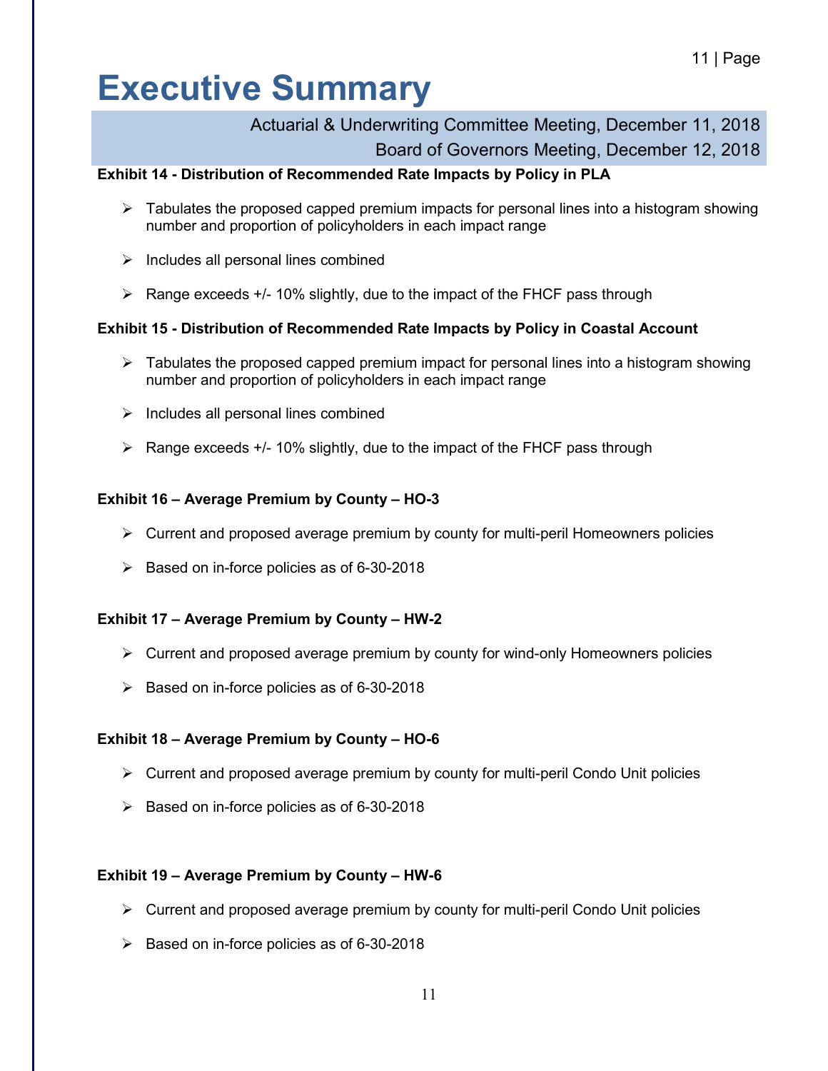# Executive Summary

Actuarial & Underwriting Committee Meeting, December 11, 2018
Board of Governors Meeting, December 12, 2018

**Exhibit 14 - Distribution of Recommended Rate Impacts by Policy in PLA**

- Tabulates the proposed capped premium impacts for personal lines into a histogram showing number and proportion of policyholders in each impact range
- Includes all personal lines combined
- Range exceeds +/- 10% slightly, due to the impact of the FHCF pass through

**Exhibit 15 - Distribution of Recommended Rate Impacts by Policy in Coastal Account**

- Tabulates the proposed capped premium impact for personal lines into a histogram showing number and proportion of policyholders in each impact range
- Includes all personal lines combined
- Range exceeds +/- 10% slightly, due to the impact of the FHCF pass through

**Exhibit 16 – Average Premium by County – HO-3**

- Current and proposed average premium by county for multi-peril Homeowners policies
- Based on in-force policies as of 6-30-2018

**Exhibit 17 – Average Premium by County – HW-2**

- Current and proposed average premium by county for wind-only Homeowners policies
- Based on in-force policies as of 6-30-2018

**Exhibit 18 – Average Premium by County – HO-6**

- Current and proposed average premium by county for multi-peril Condo Unit policies
- Based on in-force policies as of 6-30-2018

**Exhibit 19 – Average Premium by County – HW-6**

- Current and proposed average premium by county for multi-peril Condo Unit policies
- Based on in-force policies as of 6-30-2018